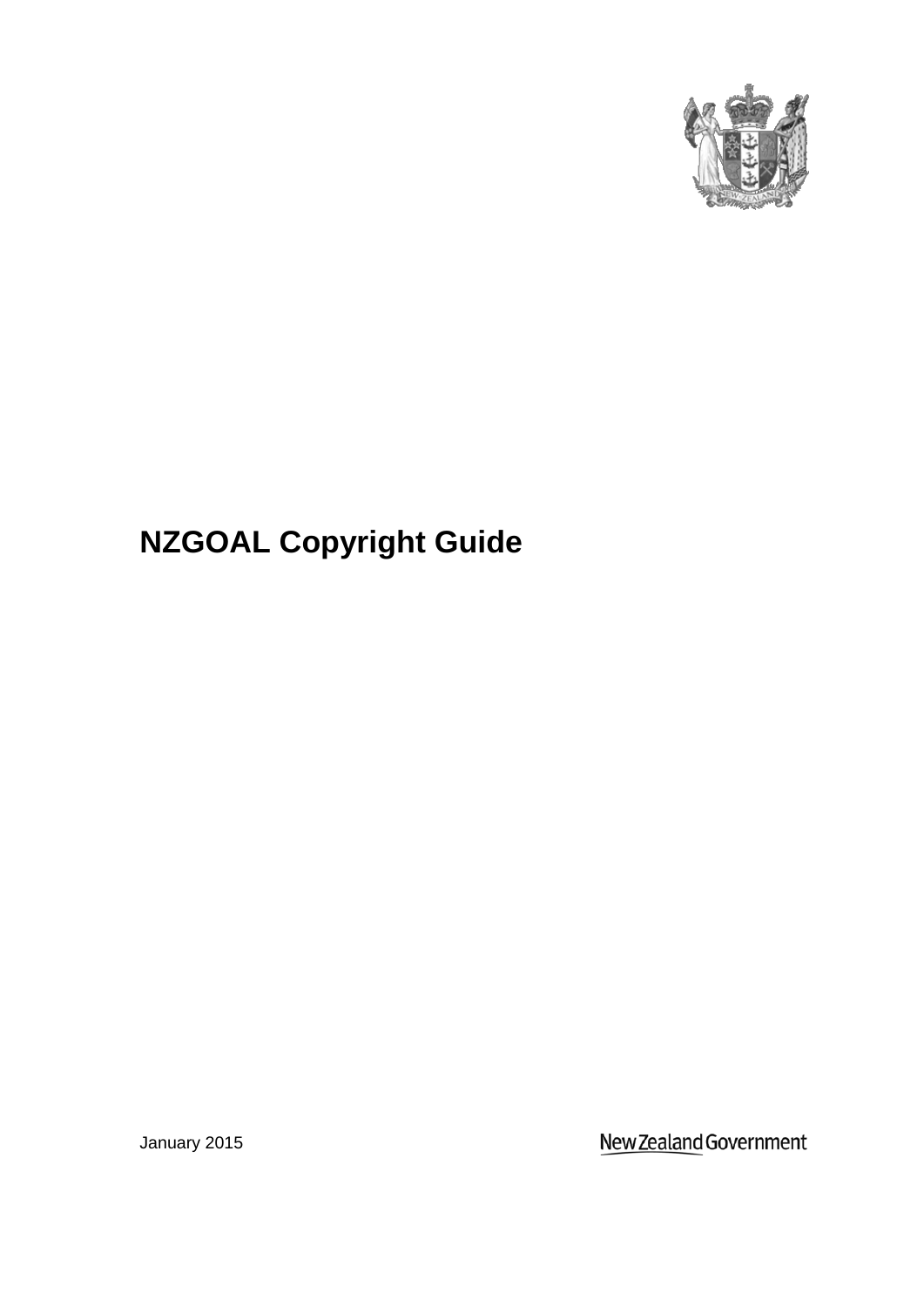# NZGOAL Copyright Guide

January 2015

New Zealand Government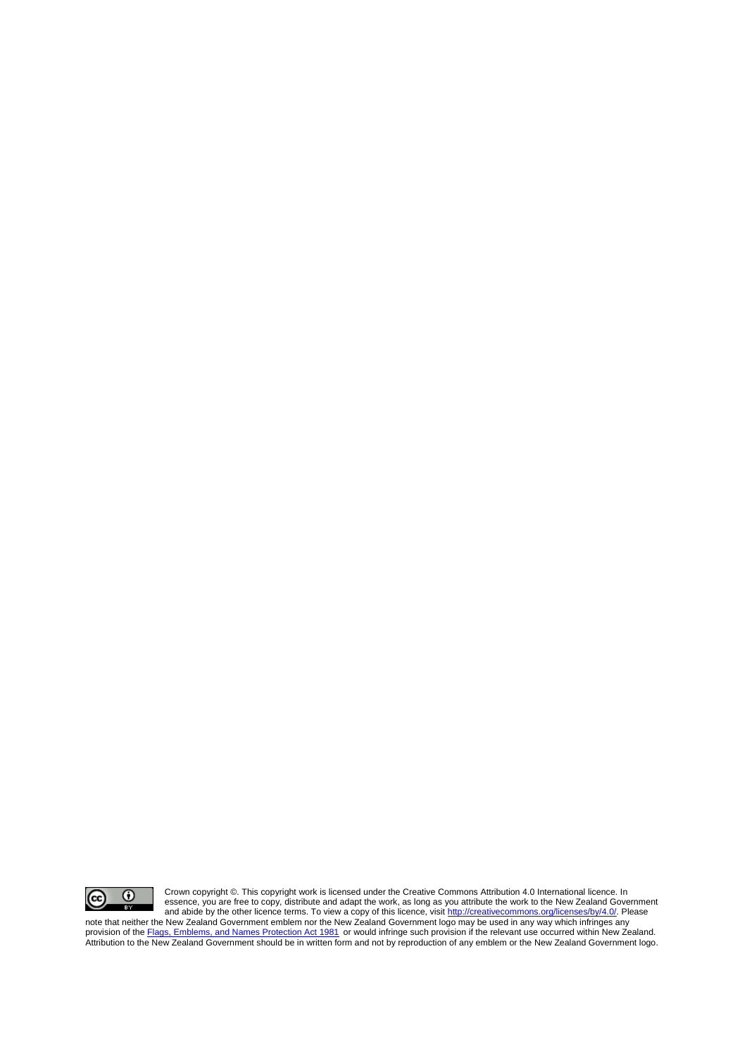Crown copyright ©. This copyright work is licensed under the Creative Commons Attribution 4.0 International licence. In essence, you are free to copy, distribute and adapt the work, as long as you attribute the work to the New Zealand Government and abide by the other licence terms. To view a copy of this licence, visit http://creativecommons.org/licenses/by/4.0/. Please note that neither the New Zealand Government emblem nor the New Zealand Government logo may be used in any way which infringes any provision of the Flags, Emblems, and Names Protection Act 1981 or would infringe such provision if the relevant use occurred within New Zealand. Attribution to the New Zealand Government should be in written form and not by reproduction of any emblem or the New Zealand Government logo.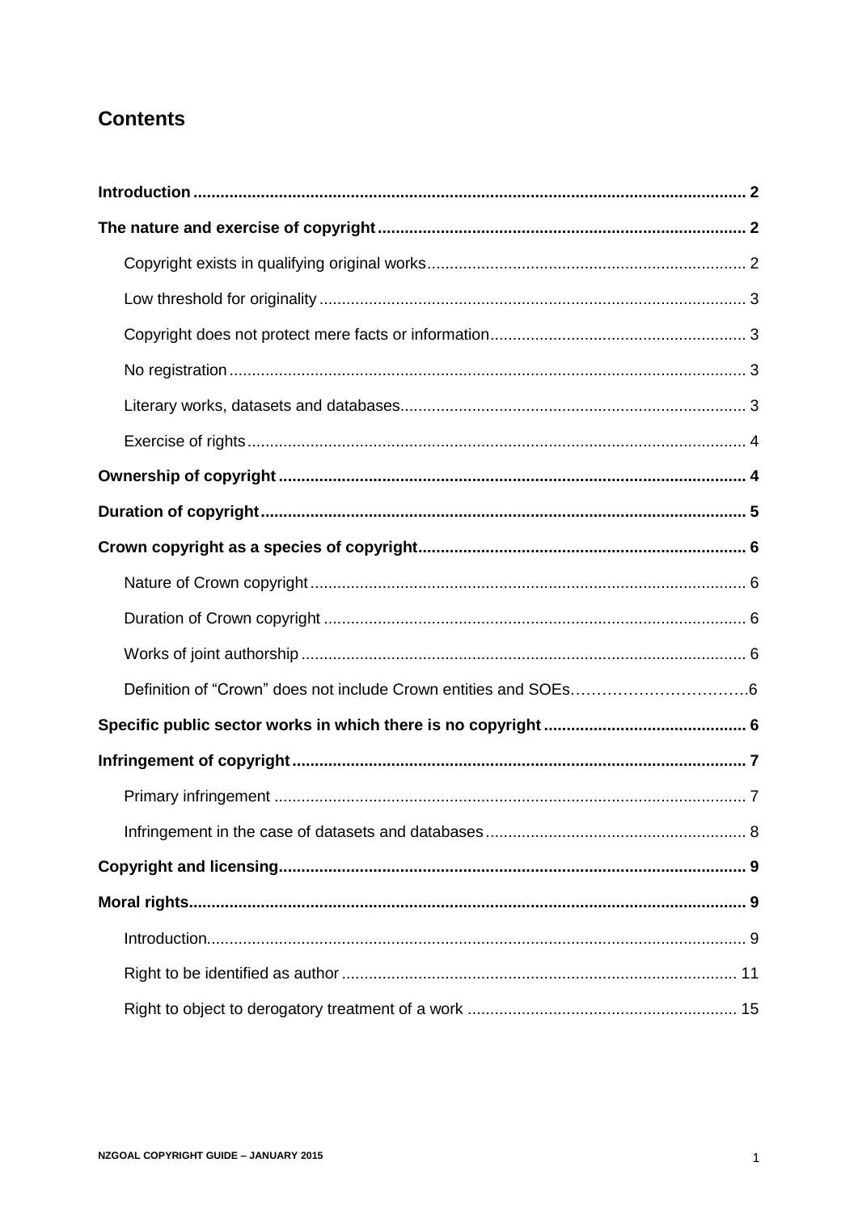## Contents

**Introduction** ... **2**

**The nature and exercise of copyright** ... **2**

- Copyright exists in qualifying original works ... 2
- Low threshold for originality ... 3
- Copyright does not protect mere facts or information ... 3
- No registration ... 3
- Literary works, datasets and databases ... 3
- Exercise of rights ... 4

**Ownership of copyright** ... **4**

**Duration of copyright** ... **5**

**Crown copyright as a species of copyright** ... **6**

- Nature of Crown copyright ... 6
- Duration of Crown copyright ... 6
- Works of joint authorship ... 6
- Definition of "Crown" does not include Crown entities and SOEs ... 6

**Specific public sector works in which there is no copyright** ... **6**

**Infringement of copyright** ... **7**

- Primary infringement ... 7
- Infringement in the case of datasets and databases ... 8

**Copyright and licensing** ... **9**

**Moral rights** ... **9**

- Introduction ... 9
- Right to be identified as author ... 11
- Right to object to derogatory treatment of a work ... 15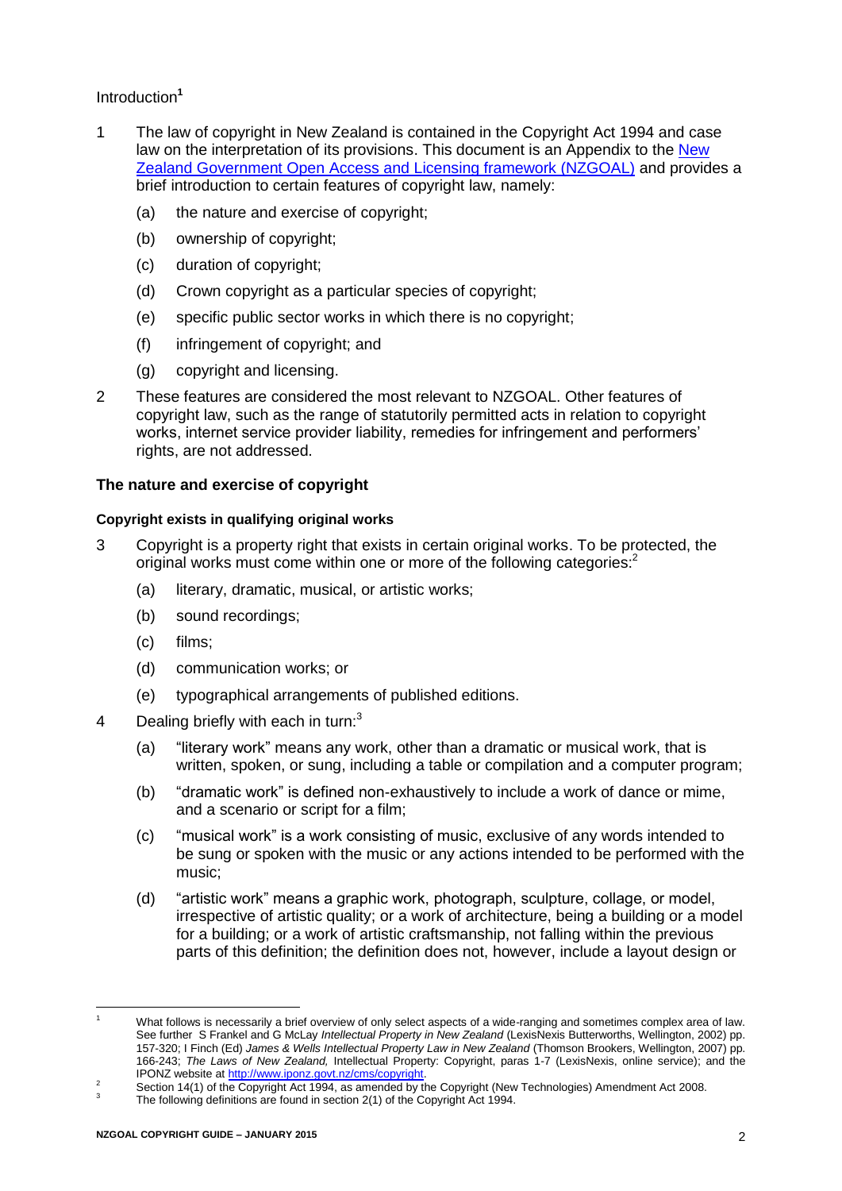Introduction[1]

1 The law of copyright in New Zealand is contained in the Copyright Act 1994 and case law on the interpretation of its provisions. This document is an Appendix to the [New Zealand Government Open Access and Licensing framework (NZGOAL)](#) and provides a brief introduction to certain features of copyright law, namely:

   (a) the nature and exercise of copyright;

   (b) ownership of copyright;

   (c) duration of copyright;

   (d) Crown copyright as a particular species of copyright;

   (e) specific public sector works in which there is no copyright;

   (f) infringement of copyright; and

   (g) copyright and licensing.

2 These features are considered the most relevant to NZGOAL. Other features of copyright law, such as the range of statutorily permitted acts in relation to copyright works, internet service provider liability, remedies for infringement and performers' rights, are not addressed.

## The nature and exercise of copyright

### Copyright exists in qualifying original works

3 Copyright is a property right that exists in certain original works. To be protected, the original works must come within one or more of the following categories:[2]

   (a) literary, dramatic, musical, or artistic works;

   (b) sound recordings;

   (c) films;

   (d) communication works; or

   (e) typographical arrangements of published editions.

4 Dealing briefly with each in turn:[3]

   (a) "literary work" means any work, other than a dramatic or musical work, that is written, spoken, or sung, including a table or compilation and a computer program;

   (b) "dramatic work" is defined non-exhaustively to include a work of dance or mime, and a scenario or script for a film;

   (c) "musical work" is a work consisting of music, exclusive of any words intended to be sung or spoken with the music or any actions intended to be performed with the music;

   (d) "artistic work" means a graphic work, photograph, sculpture, collage, or model, irrespective of artistic quality; or a work of architecture, being a building or a model for a building; or a work of artistic craftsmanship, not falling within the previous parts of this definition; the definition does not, however, include a layout design or

---

[1] What follows is necessarily a brief overview of only select aspects of a wide-ranging and sometimes complex area of law. See further S Frankel and G McLay *Intellectual Property in New Zealand* (LexisNexis Butterworths, Wellington, 2002) pp. 157-320; I Finch (Ed) *James & Wells Intellectual Property Law in New Zealand* (Thomson Brookers, Wellington, 2007) pp. 166-243; *The Laws of New Zealand,* Intellectual Property: Copyright, paras 1-7 (LexisNexis, online service); and the IPONZ website at http://www.iponz.govt.nz/cms/copyright.

[2] Section 14(1) of the Copyright Act 1994, as amended by the Copyright (New Technologies) Amendment Act 2008.

[3] The following definitions are found in section 2(1) of the Copyright Act 1994.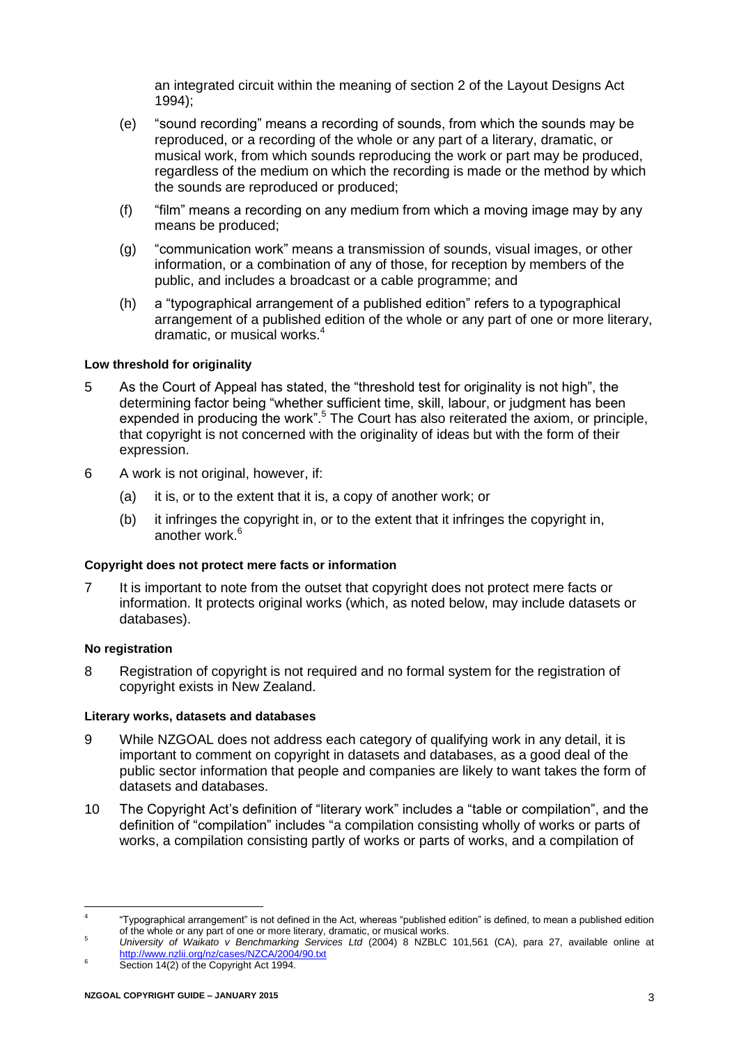an integrated circuit within the meaning of section 2 of the Layout Designs Act 1994);

(e) "sound recording" means a recording of sounds, from which the sounds may be reproduced, or a recording of the whole or any part of a literary, dramatic, or musical work, from which sounds reproducing the work or part may be produced, regardless of the medium on which the recording is made or the method by which the sounds are reproduced or produced;

(f) "film" means a recording on any medium from which a moving image may by any means be produced;

(g) "communication work" means a transmission of sounds, visual images, or other information, or a combination of any of those, for reception by members of the public, and includes a broadcast or a cable programme; and

(h) a "typographical arrangement of a published edition" refers to a typographical arrangement of a published edition of the whole or any part of one or more literary, dramatic, or musical works.[4]

#### Low threshold for originality

5 As the Court of Appeal has stated, the "threshold test for originality is not high", the determining factor being "whether sufficient time, skill, labour, or judgment has been expended in producing the work".[5] The Court has also reiterated the axiom, or principle, that copyright is not concerned with the originality of ideas but with the form of their expression.

6 A work is not original, however, if:

(a) it is, or to the extent that it is, a copy of another work; or

(b) it infringes the copyright in, or to the extent that it infringes the copyright in, another work.[6]

#### Copyright does not protect mere facts or information

7 It is important to note from the outset that copyright does not protect mere facts or information. It protects original works (which, as noted below, may include datasets or databases).

#### No registration

8 Registration of copyright is not required and no formal system for the registration of copyright exists in New Zealand.

#### Literary works, datasets and databases

9 While NZGOAL does not address each category of qualifying work in any detail, it is important to comment on copyright in datasets and databases, as a good deal of the public sector information that people and companies are likely to want takes the form of datasets and databases.

10 The Copyright Act's definition of "literary work" includes a "table or compilation", and the definition of "compilation" includes "a compilation consisting wholly of works or parts of works, a compilation consisting partly of works or parts of works, and a compilation of

---

[4] "Typographical arrangement" is not defined in the Act, whereas "published edition" is defined, to mean a published edition of the whole or any part of one or more literary, dramatic, or musical works.

[5] *University of Waikato v Benchmarking Services Ltd* (2004) 8 NZBLC 101,561 (CA), para 27, available online at http://www.nzlii.org/nz/cases/NZCA/2004/90.txt

[6] Section 14(2) of the Copyright Act 1994.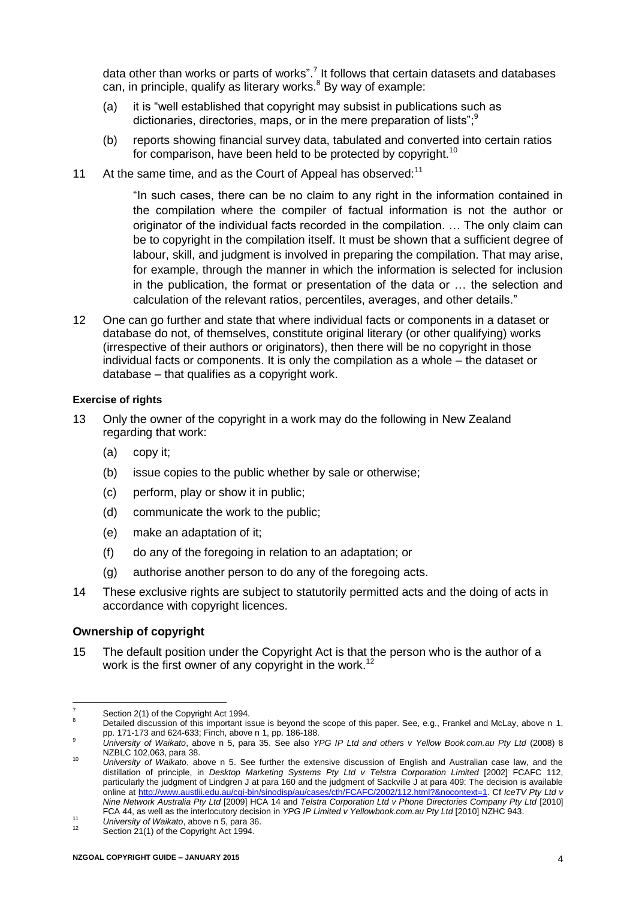data other than works or parts of works".[7] It follows that certain datasets and databases can, in principle, qualify as literary works.[8] By way of example:

(a) it is "well established that copyright may subsist in publications such as dictionaries, directories, maps, or in the mere preparation of lists";[9]

(b) reports showing financial survey data, tabulated and converted into certain ratios for comparison, have been held to be protected by copyright.[10]

11 At the same time, and as the Court of Appeal has observed:[11]

> "In such cases, there can be no claim to any right in the information contained in the compilation where the compiler of factual information is not the author or originator of the individual facts recorded in the compilation. … The only claim can be to copyright in the compilation itself. It must be shown that a sufficient degree of labour, skill, and judgment is involved in preparing the compilation. That may arise, for example, through the manner in which the information is selected for inclusion in the publication, the format or presentation of the data or … the selection and calculation of the relevant ratios, percentiles, averages, and other details."

12 One can go further and state that where individual facts or components in a dataset or database do not, of themselves, constitute original literary (or other qualifying) works (irrespective of their authors or originators), then there will be no copyright in those individual facts or components. It is only the compilation as a whole – the dataset or database – that qualifies as a copyright work.

#### Exercise of rights

13 Only the owner of the copyright in a work may do the following in New Zealand regarding that work:

(a) copy it;

(b) issue copies to the public whether by sale or otherwise;

(c) perform, play or show it in public;

(d) communicate the work to the public;

(e) make an adaptation of it;

(f) do any of the foregoing in relation to an adaptation; or

(g) authorise another person to do any of the foregoing acts.

14 These exclusive rights are subject to statutorily permitted acts and the doing of acts in accordance with copyright licences.

### Ownership of copyright

15 The default position under the Copyright Act is that the person who is the author of a work is the first owner of any copyright in the work.[12]

---

[7] Section 2(1) of the Copyright Act 1994.

[8] Detailed discussion of this important issue is beyond the scope of this paper. See, e.g., Frankel and McLay, above n 1, pp. 171-173 and 624-633; Finch, above n 1, pp. 186-188.

[9] *University of Waikato*, above n 5, para 35. See also *YPG IP Ltd and others v Yellow Book.com.au Pty Ltd* (2008) 8 NZBLC 102,063, para 38.

[10] *University of Waikato*, above n 5. See further the extensive discussion of English and Australian case law, and the distillation of principle, in *Desktop Marketing Systems Pty Ltd v Telstra Corporation Limited* [2002] FCAFC 112, particularly the judgment of Lindgren J at para 160 and the judgment of Sackville J at para 409: The decision is available online at http://www.austlii.edu.au/cgi-bin/sinodisp/au/cases/cth/FCAFC/2002/112.html?&nocontext=1. Cf *IceTV Pty Ltd v Nine Network Australia Pty Ltd* [2009] HCA 14 and *Telstra Corporation Ltd v Phone Directories Company Pty Ltd* [2010] FCA 44, as well as the interlocutory decision in *YPG IP Limited v Yellowbook.com.au Pty Ltd* [2010] NZHC 943.

[11] *University of Waikato*, above n 5, para 36.

[12] Section 21(1) of the Copyright Act 1994.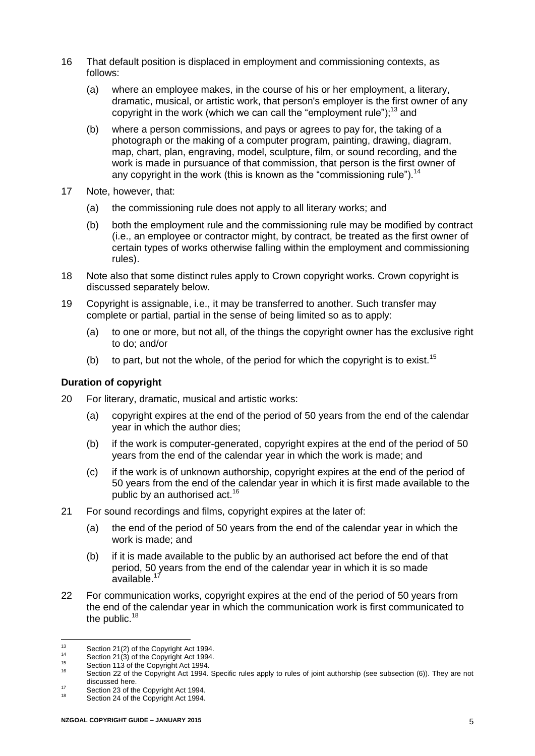16 That default position is displaced in employment and commissioning contexts, as follows:

   (a) where an employee makes, in the course of his or her employment, a literary, dramatic, musical, or artistic work, that person's employer is the first owner of any copyright in the work (which we can call the "employment rule");[13] and

   (b) where a person commissions, and pays or agrees to pay for, the taking of a photograph or the making of a computer program, painting, drawing, diagram, map, chart, plan, engraving, model, sculpture, film, or sound recording, and the work is made in pursuance of that commission, that person is the first owner of any copyright in the work (this is known as the "commissioning rule").[14]

17 Note, however, that:

   (a) the commissioning rule does not apply to all literary works; and

   (b) both the employment rule and the commissioning rule may be modified by contract (i.e., an employee or contractor might, by contract, be treated as the first owner of certain types of works otherwise falling within the employment and commissioning rules).

18 Note also that some distinct rules apply to Crown copyright works. Crown copyright is discussed separately below.

19 Copyright is assignable, i.e., it may be transferred to another. Such transfer may complete or partial, partial in the sense of being limited so as to apply:

   (a) to one or more, but not all, of the things the copyright owner has the exclusive right to do; and/or

   (b) to part, but not the whole, of the period for which the copyright is to exist.[15]

**Duration of copyright**

20 For literary, dramatic, musical and artistic works:

   (a) copyright expires at the end of the period of 50 years from the end of the calendar year in which the author dies;

   (b) if the work is computer-generated, copyright expires at the end of the period of 50 years from the end of the calendar year in which the work is made; and

   (c) if the work is of unknown authorship, copyright expires at the end of the period of 50 years from the end of the calendar year in which it is first made available to the public by an authorised act.[16]

21 For sound recordings and films, copyright expires at the later of:

   (a) the end of the period of 50 years from the end of the calendar year in which the work is made; and

   (b) if it is made available to the public by an authorised act before the end of that period, 50 years from the end of the calendar year in which it is so made available.[17]

22 For communication works, copyright expires at the end of the period of 50 years from the end of the calendar year in which the communication work is first communicated to the public.[18]

---

[13] Section 21(2) of the Copyright Act 1994.

[14] Section 21(3) of the Copyright Act 1994.

[15] Section 113 of the Copyright Act 1994.

[16] Section 22 of the Copyright Act 1994. Specific rules apply to rules of joint authorship (see subsection (6)). They are not discussed here.

[17] Section 23 of the Copyright Act 1994.

[18] Section 24 of the Copyright Act 1994.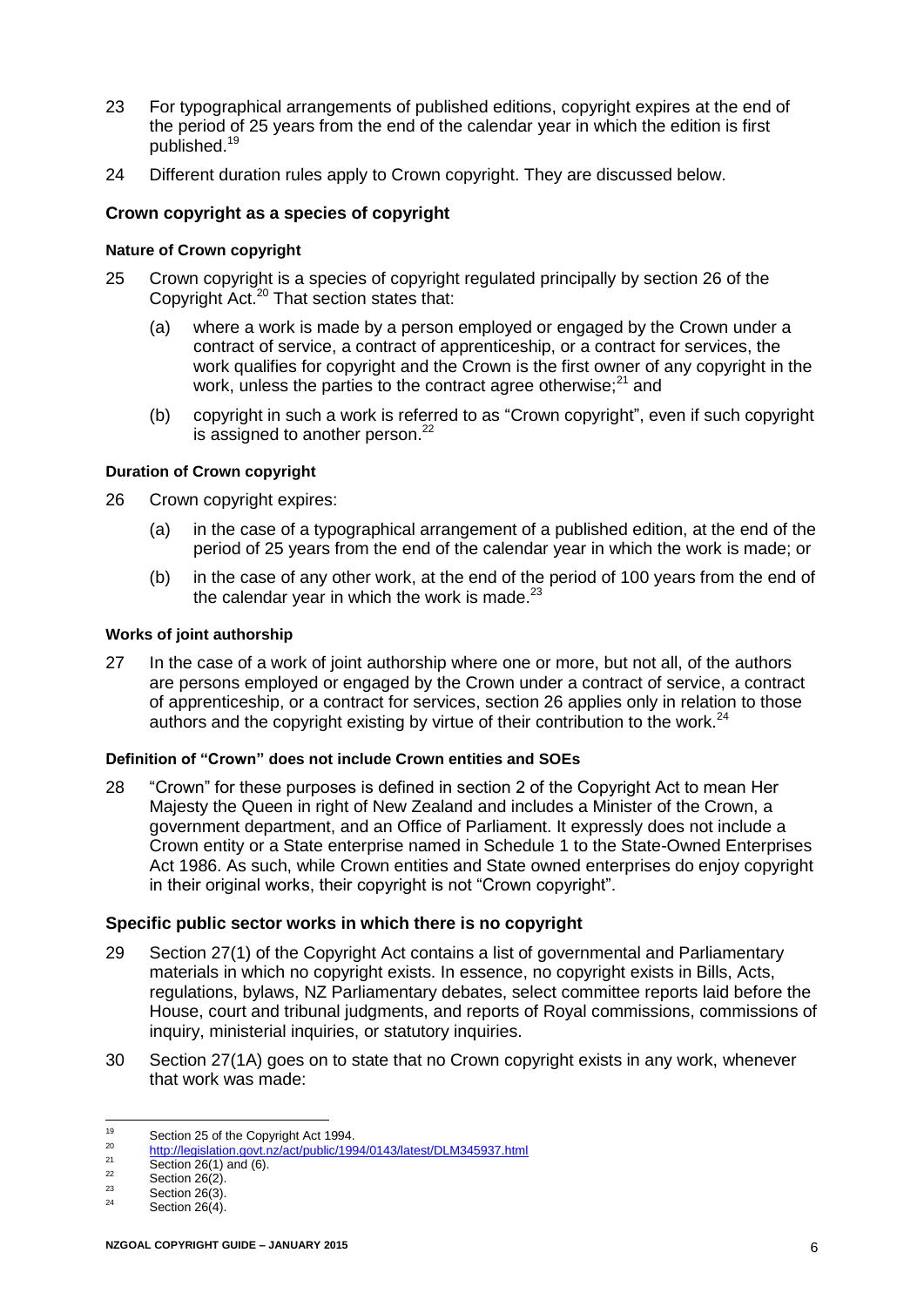23 For typographical arrangements of published editions, copyright expires at the end of the period of 25 years from the end of the calendar year in which the edition is first published.[19]

24 Different duration rules apply to Crown copyright. They are discussed below.

## Crown copyright as a species of copyright

### Nature of Crown copyright

25 Crown copyright is a species of copyright regulated principally by section 26 of the Copyright Act.[20] That section states that:

(a) where a work is made by a person employed or engaged by the Crown under a contract of service, a contract of apprenticeship, or a contract for services, the work qualifies for copyright and the Crown is the first owner of any copyright in the work, unless the parties to the contract agree otherwise;[21] and

(b) copyright in such a work is referred to as "Crown copyright", even if such copyright is assigned to another person.[22]

### Duration of Crown copyright

26 Crown copyright expires:

(a) in the case of a typographical arrangement of a published edition, at the end of the period of 25 years from the end of the calendar year in which the work is made; or

(b) in the case of any other work, at the end of the period of 100 years from the end of the calendar year in which the work is made.[23]

### Works of joint authorship

27 In the case of a work of joint authorship where one or more, but not all, of the authors are persons employed or engaged by the Crown under a contract of service, a contract of apprenticeship, or a contract for services, section 26 applies only in relation to those authors and the copyright existing by virtue of their contribution to the work.[24]

### Definition of "Crown" does not include Crown entities and SOEs

28 "Crown" for these purposes is defined in section 2 of the Copyright Act to mean Her Majesty the Queen in right of New Zealand and includes a Minister of the Crown, a government department, and an Office of Parliament. It expressly does not include a Crown entity or a State enterprise named in Schedule 1 to the State-Owned Enterprises Act 1986. As such, while Crown entities and State owned enterprises do enjoy copyright in their original works, their copyright is not "Crown copyright".

## Specific public sector works in which there is no copyright

29 Section 27(1) of the Copyright Act contains a list of governmental and Parliamentary materials in which no copyright exists. In essence, no copyright exists in Bills, Acts, regulations, bylaws, NZ Parliamentary debates, select committee reports laid before the House, court and tribunal judgments, and reports of Royal commissions, commissions of inquiry, ministerial inquiries, or statutory inquiries.

30 Section 27(1A) goes on to state that no Crown copyright exists in any work, whenever that work was made:

---

[19] Section 25 of the Copyright Act 1994.

[20] http://legislation.govt.nz/act/public/1994/0143/latest/DLM345937.html

[21] Section 26(1) and (6).

[22] Section 26(2).

[23] Section 26(3).

[24] Section 26(4).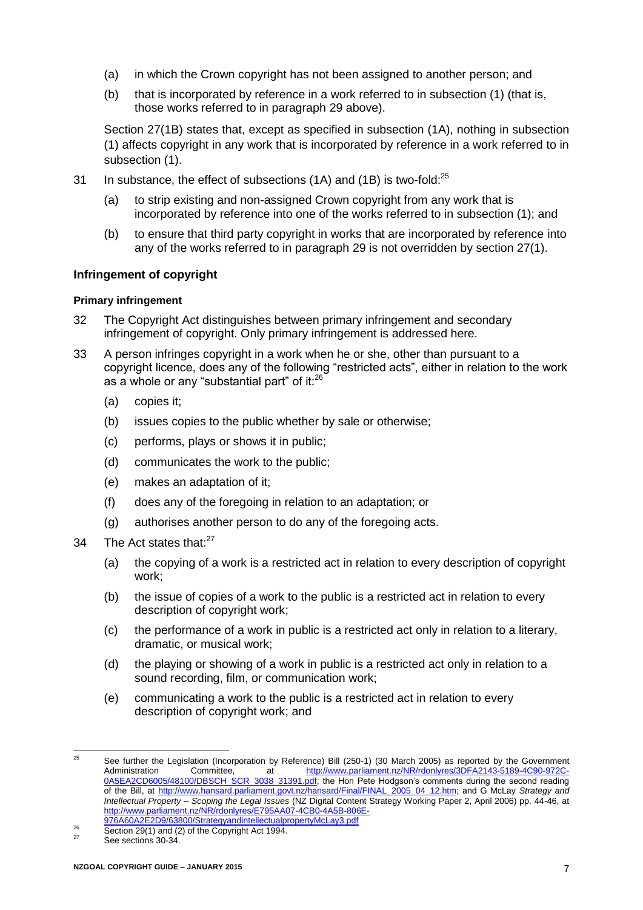(a) in which the Crown copyright has not been assigned to another person; and

(b) that is incorporated by reference in a work referred to in subsection (1) (that is, those works referred to in paragraph 29 above).

Section 27(1B) states that, except as specified in subsection (1A), nothing in subsection (1) affects copyright in any work that is incorporated by reference in a work referred to in subsection (1).

31 In substance, the effect of subsections (1A) and (1B) is two-fold:[25]

(a) to strip existing and non-assigned Crown copyright from any work that is incorporated by reference into one of the works referred to in subsection (1); and

(b) to ensure that third party copyright in works that are incorporated by reference into any of the works referred to in paragraph 29 is not overridden by section 27(1).

## Infringement of copyright

### Primary infringement

32 The Copyright Act distinguishes between primary infringement and secondary infringement of copyright. Only primary infringement is addressed here.

33 A person infringes copyright in a work when he or she, other than pursuant to a copyright licence, does any of the following "restricted acts", either in relation to the work as a whole or any "substantial part" of it:[26]

(a) copies it;

(b) issues copies to the public whether by sale or otherwise;

(c) performs, plays or shows it in public;

(d) communicates the work to the public;

(e) makes an adaptation of it;

(f) does any of the foregoing in relation to an adaptation; or

(g) authorises another person to do any of the foregoing acts.

34 The Act states that:[27]

(a) the copying of a work is a restricted act in relation to every description of copyright work;

(b) the issue of copies of a work to the public is a restricted act in relation to every description of copyright work;

(c) the performance of a work in public is a restricted act only in relation to a literary, dramatic, or musical work;

(d) the playing or showing of a work in public is a restricted act only in relation to a sound recording, film, or communication work;

(e) communicating a work to the public is a restricted act in relation to every description of copyright work; and

---

[25] See further the Legislation (Incorporation by Reference) Bill (250-1) (30 March 2005) as reported by the Government Administration Committee, at http://www.parliament.nz/NR/rdonlyres/3DFA2143-5189-4C90-972C-0A5EA2CD6005/48100/DBSCH_SCR_3038_31391.pdf; the Hon Pete Hodgson's comments during the second reading of the Bill, at http://www.hansard.parliament.govt.nz/hansard/Final/FINAL_2005_04_12.htm; and G McLay *Strategy and Intellectual Property – Scoping the Legal Issues* (NZ Digital Content Strategy Working Paper 2, April 2006) pp. 44-46, at http://www.parliament.nz/NR/rdonlyres/E795AA07-4CB0-4A5B-806E-976A60A2E2D9/63800/StrategyandintellectualpropertyMcLay3.pdf

[26] Section 29(1) and (2) of the Copyright Act 1994.

[27] See sections 30-34.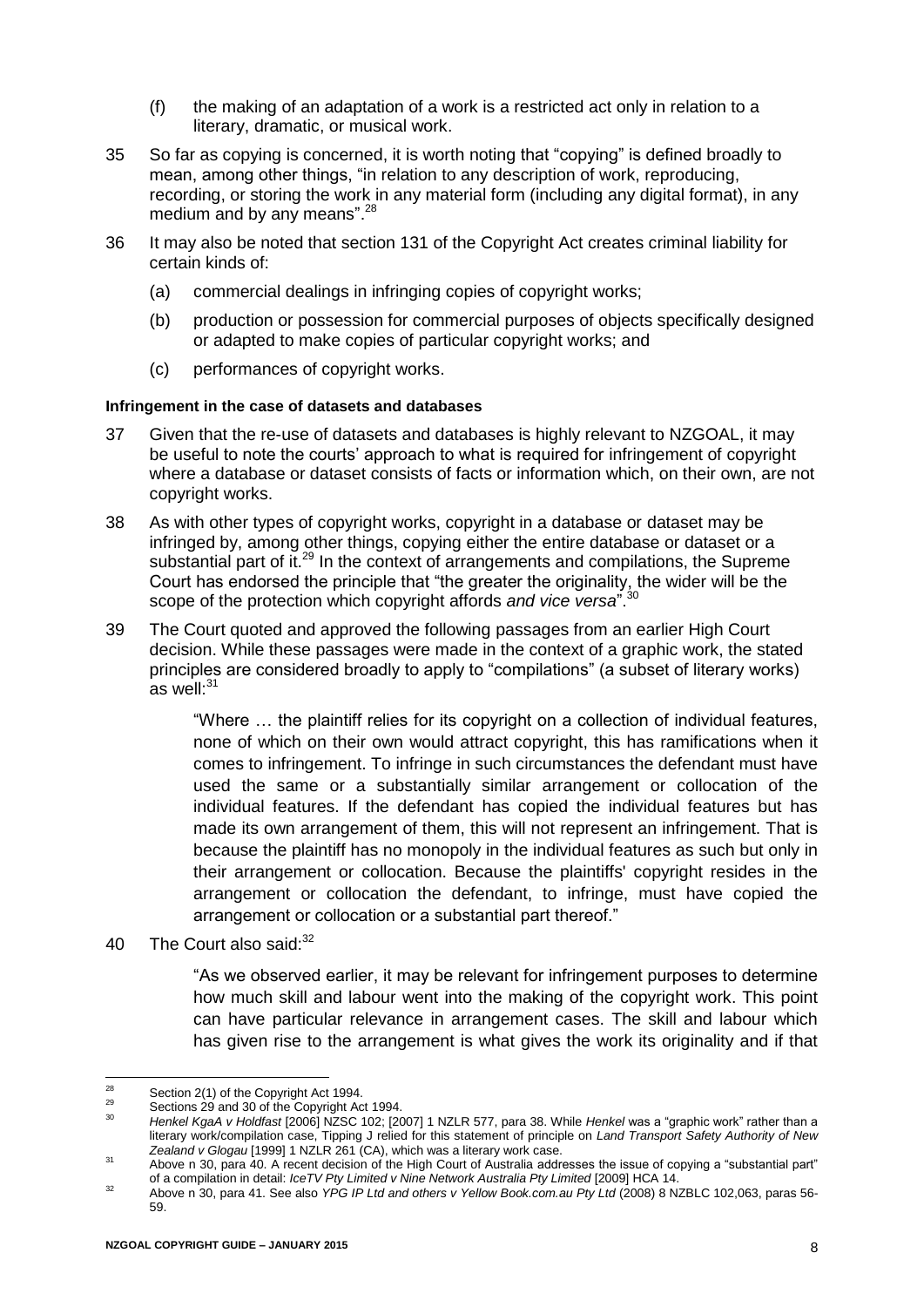(f) the making of an adaptation of a work is a restricted act only in relation to a literary, dramatic, or musical work.

35 So far as copying is concerned, it is worth noting that "copying" is defined broadly to mean, among other things, "in relation to any description of work, reproducing, recording, or storing the work in any material form (including any digital format), in any medium and by any means".[28]

36 It may also be noted that section 131 of the Copyright Act creates criminal liability for certain kinds of:

(a) commercial dealings in infringing copies of copyright works;

(b) production or possession for commercial purposes of objects specifically designed or adapted to make copies of particular copyright works; and

(c) performances of copyright works.

#### Infringement in the case of datasets and databases

37 Given that the re-use of datasets and databases is highly relevant to NZGOAL, it may be useful to note the courts' approach to what is required for infringement of copyright where a database or dataset consists of facts or information which, on their own, are not copyright works.

38 As with other types of copyright works, copyright in a database or dataset may be infringed by, among other things, copying either the entire database or dataset or a substantial part of it.[29] In the context of arrangements and compilations, the Supreme Court has endorsed the principle that "the greater the originality, the wider will be the scope of the protection which copyright affords *and vice versa*".[30]

39 The Court quoted and approved the following passages from an earlier High Court decision. While these passages were made in the context of a graphic work, the stated principles are considered broadly to apply to "compilations" (a subset of literary works) as well:[31]

> "Where … the plaintiff relies for its copyright on a collection of individual features, none of which on their own would attract copyright, this has ramifications when it comes to infringement. To infringe in such circumstances the defendant must have used the same or a substantially similar arrangement or collocation of the individual features. If the defendant has copied the individual features but has made its own arrangement of them, this will not represent an infringement. That is because the plaintiff has no monopoly in the individual features as such but only in their arrangement or collocation. Because the plaintiffs' copyright resides in the arrangement or collocation the defendant, to infringe, must have copied the arrangement or collocation or a substantial part thereof."

40 The Court also said:[32]

> "As we observed earlier, it may be relevant for infringement purposes to determine how much skill and labour went into the making of the copyright work. This point can have particular relevance in arrangement cases. The skill and labour which has given rise to the arrangement is what gives the work its originality and if that

---

[28] Section 2(1) of the Copyright Act 1994.

[29] Sections 29 and 30 of the Copyright Act 1994.

[30] *Henkel KgaA v Holdfast* [2006] NZSC 102; [2007] 1 NZLR 577, para 38. While *Henkel* was a "graphic work" rather than a literary work/compilation case, Tipping J relied for this statement of principle on *Land Transport Safety Authority of New Zealand v Glogau* [1999] 1 NZLR 261 (CA), which was a literary work case.

[31] Above n 30, para 40. A recent decision of the High Court of Australia addresses the issue of copying a "substantial part" of a compilation in detail: *IceTV Pty Limited v Nine Network Australia Pty Limited* [2009] HCA 14.

[32] Above n 30, para 41. See also *YPG IP Ltd and others v Yellow Book.com.au Pty Ltd* (2008) 8 NZBLC 102,063, paras 56-59.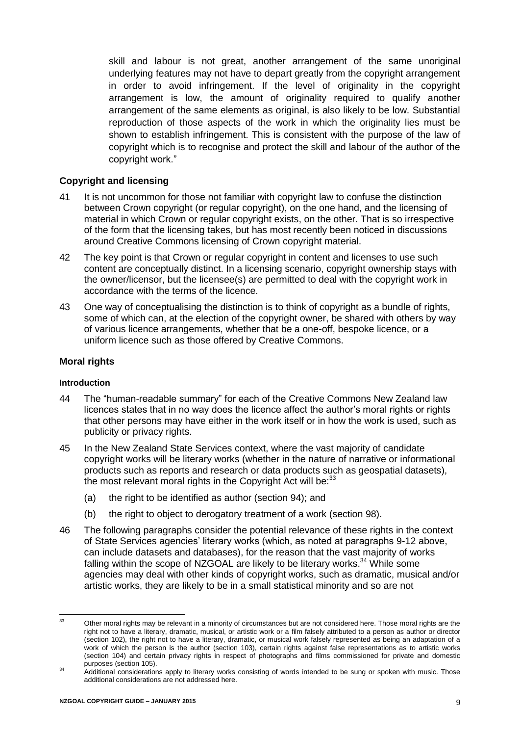skill and labour is not great, another arrangement of the same unoriginal underlying features may not have to depart greatly from the copyright arrangement in order to avoid infringement. If the level of originality in the copyright arrangement is low, the amount of originality required to qualify another arrangement of the same elements as original, is also likely to be low. Substantial reproduction of those aspects of the work in which the originality lies must be shown to establish infringement. This is consistent with the purpose of the law of copyright which is to recognise and protect the skill and labour of the author of the copyright work."

## Copyright and licensing

41 It is not uncommon for those not familiar with copyright law to confuse the distinction between Crown copyright (or regular copyright), on the one hand, and the licensing of material in which Crown or regular copyright exists, on the other. That is so irrespective of the form that the licensing takes, but has most recently been noticed in discussions around Creative Commons licensing of Crown copyright material.

42 The key point is that Crown or regular copyright in content and licenses to use such content are conceptually distinct. In a licensing scenario, copyright ownership stays with the owner/licensor, but the licensee(s) are permitted to deal with the copyright work in accordance with the terms of the licence.

43 One way of conceptualising the distinction is to think of copyright as a bundle of rights, some of which can, at the election of the copyright owner, be shared with others by way of various licence arrangements, whether that be a one-off, bespoke licence, or a uniform licence such as those offered by Creative Commons.

## Moral rights

### Introduction

44 The "human-readable summary" for each of the Creative Commons New Zealand law licences states that in no way does the licence affect the author's moral rights or rights that other persons may have either in the work itself or in how the work is used, such as publicity or privacy rights.

45 In the New Zealand State Services context, where the vast majority of candidate copyright works will be literary works (whether in the nature of narrative or informational products such as reports and research or data products such as geospatial datasets), the most relevant moral rights in the Copyright Act will be:[33]

(a) the right to be identified as author (section 94); and

(b) the right to object to derogatory treatment of a work (section 98).

46 The following paragraphs consider the potential relevance of these rights in the context of State Services agencies' literary works (which, as noted at paragraphs 9-12 above, can include datasets and databases), for the reason that the vast majority of works falling within the scope of NZGOAL are likely to be literary works.[34] While some agencies may deal with other kinds of copyright works, such as dramatic, musical and/or artistic works, they are likely to be in a small statistical minority and so are not

---

[33] Other moral rights may be relevant in a minority of circumstances but are not considered here. Those moral rights are the right not to have a literary, dramatic, musical, or artistic work or a film falsely attributed to a person as author or director (section 102), the right not to have a literary, dramatic, or musical work falsely represented as being an adaptation of a work of which the person is the author (section 103), certain rights against false representations as to artistic works (section 104) and certain privacy rights in respect of photographs and films commissioned for private and domestic purposes (section 105).

[34] Additional considerations apply to literary works consisting of words intended to be sung or spoken with music. Those additional considerations are not addressed here.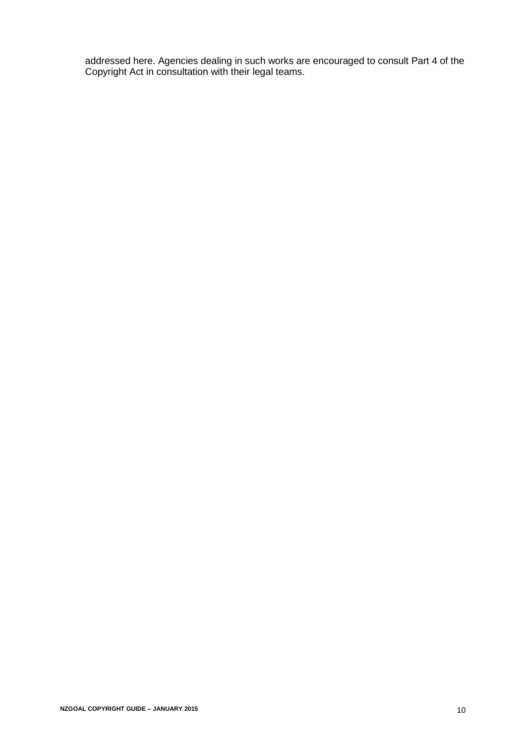addressed here. Agencies dealing in such works are encouraged to consult Part 4 of the Copyright Act in consultation with their legal teams.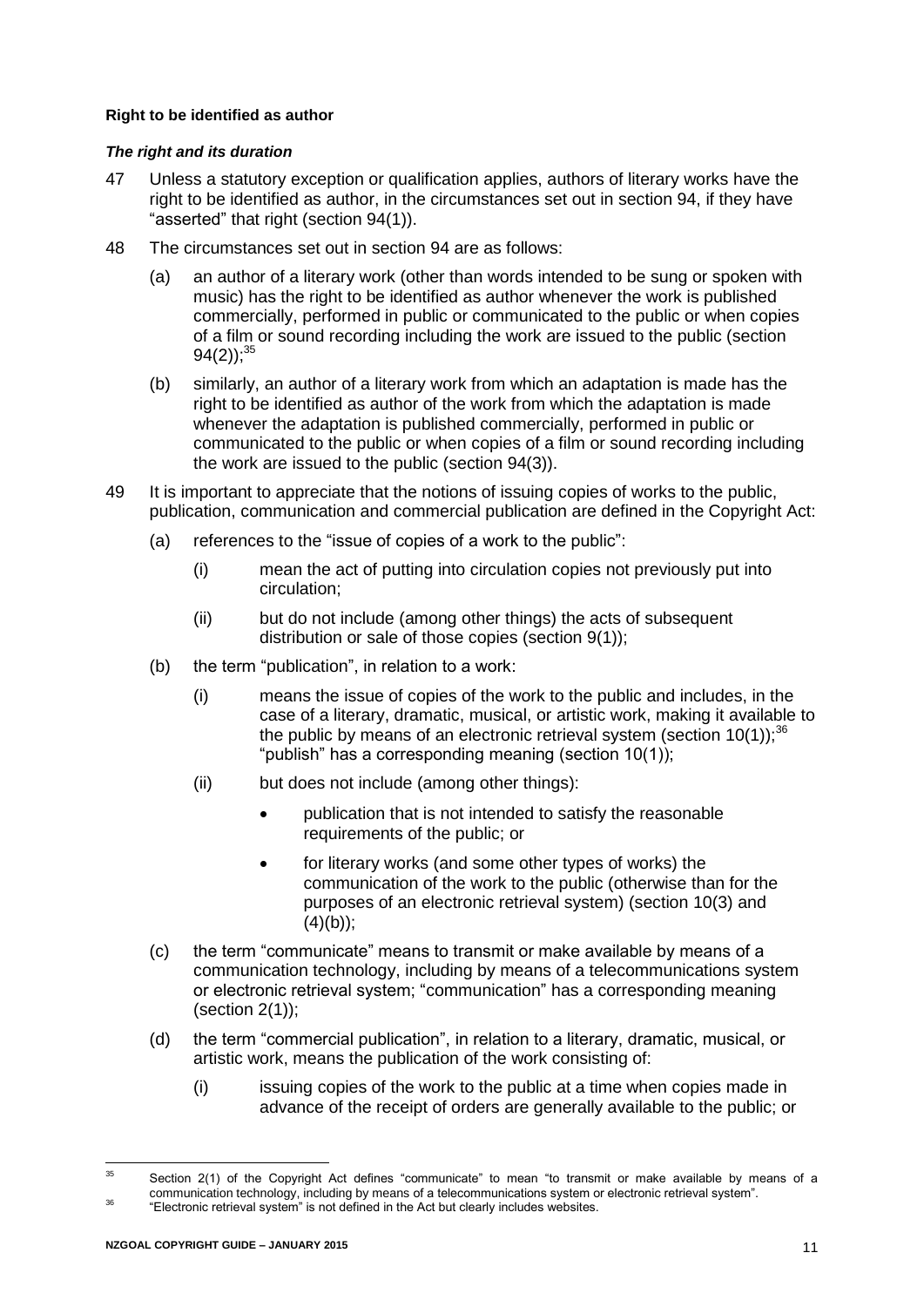**Right to be identified as author**

***The right and its duration***

47 Unless a statutory exception or qualification applies, authors of literary works have the right to be identified as author, in the circumstances set out in section 94, if they have "asserted" that right (section 94(1)).

48 The circumstances set out in section 94 are as follows:

(a) an author of a literary work (other than words intended to be sung or spoken with music) has the right to be identified as author whenever the work is published commercially, performed in public or communicated to the public or when copies of a film or sound recording including the work are issued to the public (section 94(2));[35]

(b) similarly, an author of a literary work from which an adaptation is made has the right to be identified as author of the work from which the adaptation is made whenever the adaptation is published commercially, performed in public or communicated to the public or when copies of a film or sound recording including the work are issued to the public (section 94(3)).

49 It is important to appreciate that the notions of issuing copies of works to the public, publication, communication and commercial publication are defined in the Copyright Act:

(a) references to the "issue of copies of a work to the public":

(i) mean the act of putting into circulation copies not previously put into circulation;

(ii) but do not include (among other things) the acts of subsequent distribution or sale of those copies (section 9(1));

(b) the term "publication", in relation to a work:

(i) means the issue of copies of the work to the public and includes, in the case of a literary, dramatic, musical, or artistic work, making it available to the public by means of an electronic retrieval system (section 10(1));[36] "publish" has a corresponding meaning (section 10(1));

(ii) but does not include (among other things):

- publication that is not intended to satisfy the reasonable requirements of the public; or
- for literary works (and some other types of works) the communication of the work to the public (otherwise than for the purposes of an electronic retrieval system) (section 10(3) and (4)(b));

(c) the term "communicate" means to transmit or make available by means of a communication technology, including by means of a telecommunications system or electronic retrieval system; "communication" has a corresponding meaning (section 2(1));

(d) the term "commercial publication", in relation to a literary, dramatic, musical, or artistic work, means the publication of the work consisting of:

(i) issuing copies of the work to the public at a time when copies made in advance of the receipt of orders are generally available to the public; or

---

[35] Section 2(1) of the Copyright Act defines "communicate" to mean "to transmit or make available by means of a communication technology, including by means of a telecommunications system or electronic retrieval system".

[36] "Electronic retrieval system" is not defined in the Act but clearly includes websites.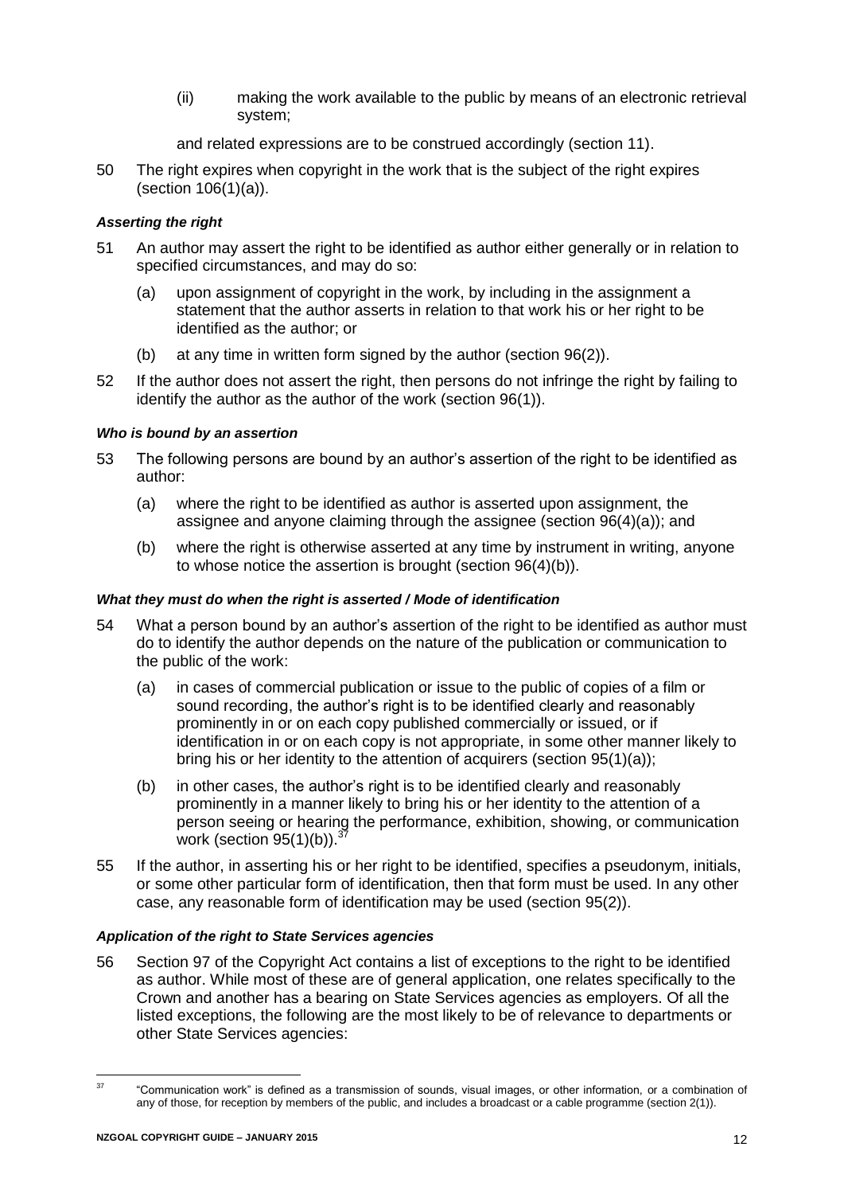(ii) making the work available to the public by means of an electronic retrieval system;

and related expressions are to be construed accordingly (section 11).

50 The right expires when copyright in the work that is the subject of the right expires (section 106(1)(a)).

***Asserting the right***

51 An author may assert the right to be identified as author either generally or in relation to specified circumstances, and may do so:

(a) upon assignment of copyright in the work, by including in the assignment a statement that the author asserts in relation to that work his or her right to be identified as the author; or

(b) at any time in written form signed by the author (section 96(2)).

52 If the author does not assert the right, then persons do not infringe the right by failing to identify the author as the author of the work (section 96(1)).

***Who is bound by an assertion***

53 The following persons are bound by an author's assertion of the right to be identified as author:

(a) where the right to be identified as author is asserted upon assignment, the assignee and anyone claiming through the assignee (section 96(4)(a)); and

(b) where the right is otherwise asserted at any time by instrument in writing, anyone to whose notice the assertion is brought (section 96(4)(b)).

***What they must do when the right is asserted / Mode of identification***

54 What a person bound by an author's assertion of the right to be identified as author must do to identify the author depends on the nature of the publication or communication to the public of the work:

(a) in cases of commercial publication or issue to the public of copies of a film or sound recording, the author's right is to be identified clearly and reasonably prominently in or on each copy published commercially or issued, or if identification in or on each copy is not appropriate, in some other manner likely to bring his or her identity to the attention of acquirers (section 95(1)(a));

(b) in other cases, the author's right is to be identified clearly and reasonably prominently in a manner likely to bring his or her identity to the attention of a person seeing or hearing the performance, exhibition, showing, or communication work (section 95(1)(b)).[37]

55 If the author, in asserting his or her right to be identified, specifies a pseudonym, initials, or some other particular form of identification, then that form must be used. In any other case, any reasonable form of identification may be used (section 95(2)).

***Application of the right to State Services agencies***

56 Section 97 of the Copyright Act contains a list of exceptions to the right to be identified as author. While most of these are of general application, one relates specifically to the Crown and another has a bearing on State Services agencies as employers. Of all the listed exceptions, the following are the most likely to be of relevance to departments or other State Services agencies:

---

[37] "Communication work" is defined as a transmission of sounds, visual images, or other information, or a combination of any of those, for reception by members of the public, and includes a broadcast or a cable programme (section 2(1)).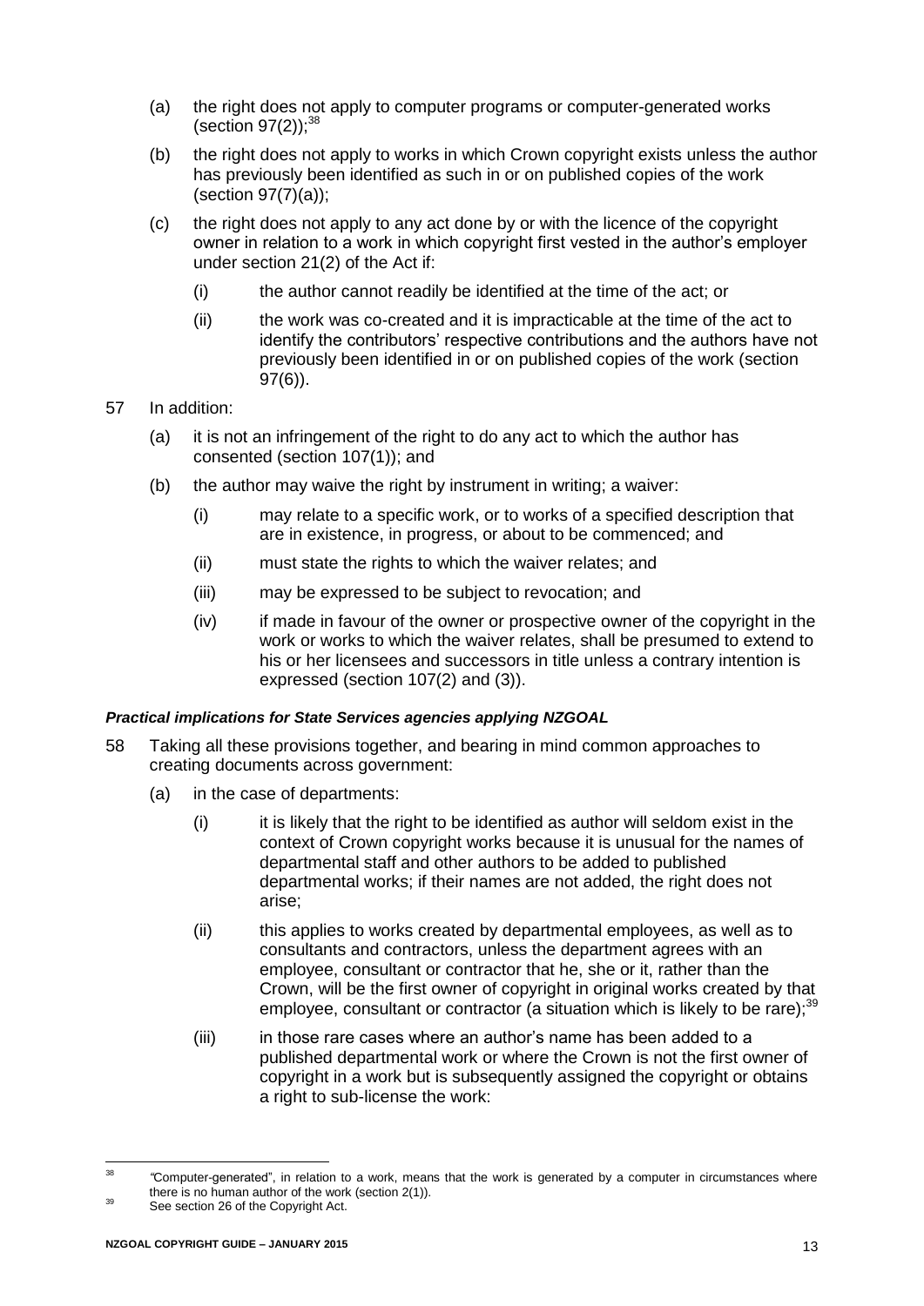(a) the right does not apply to computer programs or computer-generated works (section 97(2));[38]

(b) the right does not apply to works in which Crown copyright exists unless the author has previously been identified as such in or on published copies of the work (section 97(7)(a));

(c) the right does not apply to any act done by or with the licence of the copyright owner in relation to a work in which copyright first vested in the author's employer under section 21(2) of the Act if:

   (i) the author cannot readily be identified at the time of the act; or

   (ii) the work was co-created and it is impracticable at the time of the act to identify the contributors' respective contributions and the authors have not previously been identified in or on published copies of the work (section 97(6)).

57 In addition:

(a) it is not an infringement of the right to do any act to which the author has consented (section 107(1)); and

(b) the author may waive the right by instrument in writing; a waiver:

   (i) may relate to a specific work, or to works of a specified description that are in existence, in progress, or about to be commenced; and

   (ii) must state the rights to which the waiver relates; and

   (iii) may be expressed to be subject to revocation; and

   (iv) if made in favour of the owner or prospective owner of the copyright in the work or works to which the waiver relates, shall be presumed to extend to his or her licensees and successors in title unless a contrary intention is expressed (section 107(2) and (3)).

#### ***Practical implications for State Services agencies applying NZGOAL***

58 Taking all these provisions together, and bearing in mind common approaches to creating documents across government:

(a) in the case of departments:

   (i) it is likely that the right to be identified as author will seldom exist in the context of Crown copyright works because it is unusual for the names of departmental staff and other authors to be added to published departmental works; if their names are not added, the right does not arise;

   (ii) this applies to works created by departmental employees, as well as to consultants and contractors, unless the department agrees with an employee, consultant or contractor that he, she or it, rather than the Crown, will be the first owner of copyright in original works created by that employee, consultant or contractor (a situation which is likely to be rare);[39]

   (iii) in those rare cases where an author's name has been added to a published departmental work or where the Crown is not the first owner of copyright in a work but is subsequently assigned the copyright or obtains a right to sub-license the work:

---

[38] "Computer-generated", in relation to a work, means that the work is generated by a computer in circumstances where there is no human author of the work (section 2(1)).

[39] See section 26 of the Copyright Act.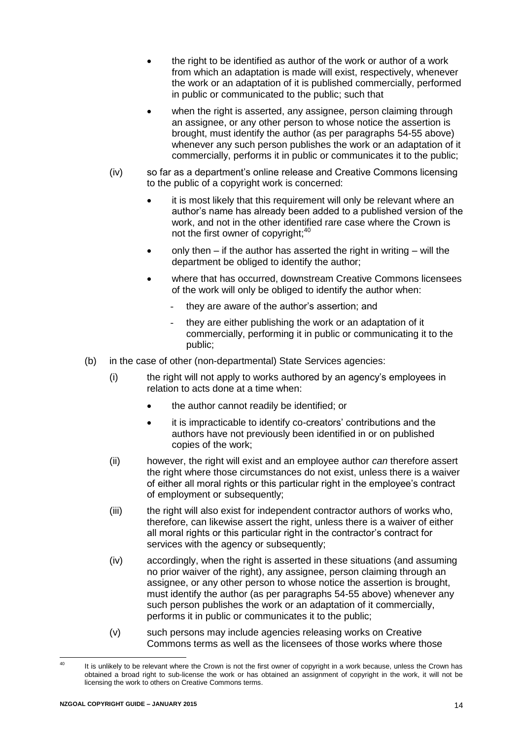- the right to be identified as author of the work or author of a work from which an adaptation is made will exist, respectively, whenever the work or an adaptation of it is published commercially, performed in public or communicated to the public; such that

- when the right is asserted, any assignee, person claiming through an assignee, or any other person to whose notice the assertion is brought, must identify the author (as per paragraphs 54-55 above) whenever any such person publishes the work or an adaptation of it commercially, performs it in public or communicates it to the public;

(iv) so far as a department's online release and Creative Commons licensing to the public of a copyright work is concerned:

- it is most likely that this requirement will only be relevant where an author's name has already been added to a published version of the work, and not in the other identified rare case where the Crown is not the first owner of copyright;[40]

- only then – if the author has asserted the right in writing – will the department be obliged to identify the author;

- where that has occurred, downstream Creative Commons licensees of the work will only be obliged to identify the author when:

  - they are aware of the author's assertion; and

  - they are either publishing the work or an adaptation of it commercially, performing it in public or communicating it to the public;

(b) in the case of other (non-departmental) State Services agencies:

(i) the right will not apply to works authored by an agency's employees in relation to acts done at a time when:

- the author cannot readily be identified; or

- it is impracticable to identify co-creators' contributions and the authors have not previously been identified in or on published copies of the work;

(ii) however, the right will exist and an employee author *can* therefore assert the right where those circumstances do not exist, unless there is a waiver of either all moral rights or this particular right in the employee's contract of employment or subsequently;

(iii) the right will also exist for independent contractor authors of works who, therefore, can likewise assert the right, unless there is a waiver of either all moral rights or this particular right in the contractor's contract for services with the agency or subsequently;

(iv) accordingly, when the right is asserted in these situations (and assuming no prior waiver of the right), any assignee, person claiming through an assignee, or any other person to whose notice the assertion is brought, must identify the author (as per paragraphs 54-55 above) whenever any such person publishes the work or an adaptation of it commercially, performs it in public or communicates it to the public;

(v) such persons may include agencies releasing works on Creative Commons terms as well as the licensees of those works where those

---

[40] It is unlikely to be relevant where the Crown is not the first owner of copyright in a work because, unless the Crown has obtained a broad right to sub-license the work or has obtained an assignment of copyright in the work, it will not be licensing the work to others on Creative Commons terms.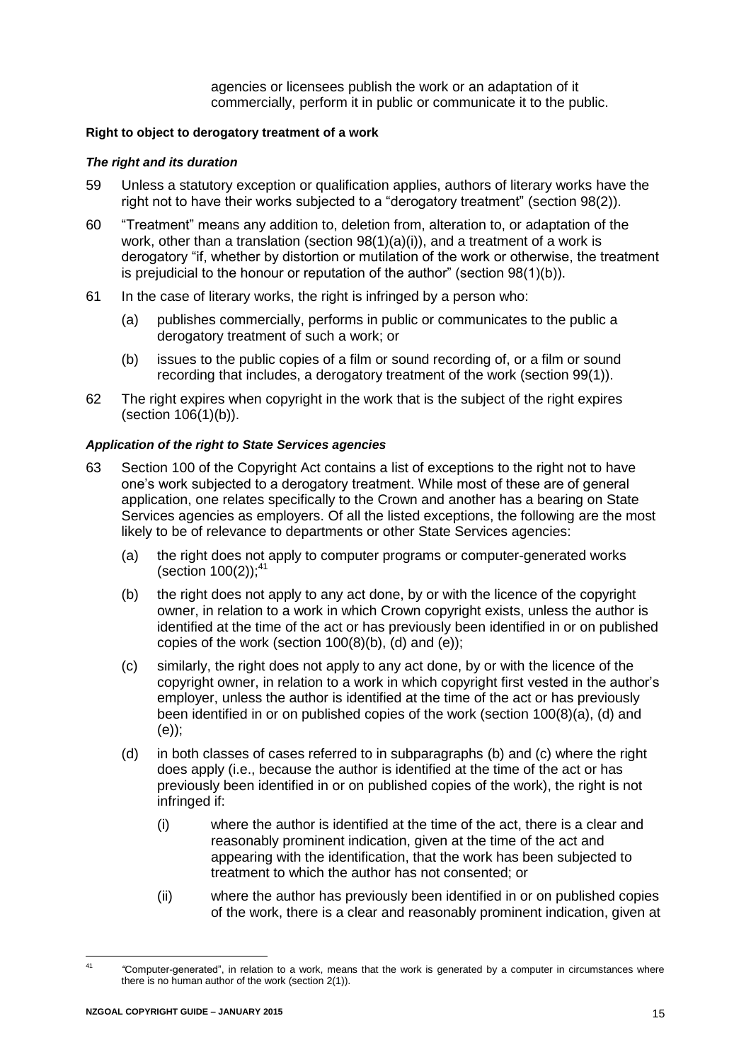agencies or licensees publish the work or an adaptation of it commercially, perform it in public or communicate it to the public.

**Right to object to derogatory treatment of a work**

***The right and its duration***

59 Unless a statutory exception or qualification applies, authors of literary works have the right not to have their works subjected to a "derogatory treatment" (section 98(2)).

60 "Treatment" means any addition to, deletion from, alteration to, or adaptation of the work, other than a translation (section 98(1)(a)(i)), and a treatment of a work is derogatory "if, whether by distortion or mutilation of the work or otherwise, the treatment is prejudicial to the honour or reputation of the author" (section 98(1)(b)).

61 In the case of literary works, the right is infringed by a person who:

- (a) publishes commercially, performs in public or communicates to the public a derogatory treatment of such a work; or
- (b) issues to the public copies of a film or sound recording of, or a film or sound recording that includes, a derogatory treatment of the work (section 99(1)).

62 The right expires when copyright in the work that is the subject of the right expires (section 106(1)(b)).

***Application of the right to State Services agencies***

63 Section 100 of the Copyright Act contains a list of exceptions to the right not to have one's work subjected to a derogatory treatment. While most of these are of general application, one relates specifically to the Crown and another has a bearing on State Services agencies as employers. Of all the listed exceptions, the following are the most likely to be of relevance to departments or other State Services agencies:

- (a) the right does not apply to computer programs or computer-generated works (section 100(2));[41]
- (b) the right does not apply to any act done, by or with the licence of the copyright owner, in relation to a work in which Crown copyright exists, unless the author is identified at the time of the act or has previously been identified in or on published copies of the work (section 100(8)(b), (d) and (e));
- (c) similarly, the right does not apply to any act done, by or with the licence of the copyright owner, in relation to a work in which copyright first vested in the author's employer, unless the author is identified at the time of the act or has previously been identified in or on published copies of the work (section 100(8)(a), (d) and (e));
- (d) in both classes of cases referred to in subparagraphs (b) and (c) where the right does apply (i.e., because the author is identified at the time of the act or has previously been identified in or on published copies of the work), the right is not infringed if:
  - (i) where the author is identified at the time of the act, there is a clear and reasonably prominent indication, given at the time of the act and appearing with the identification, that the work has been subjected to treatment to which the author has not consented; or
  - (ii) where the author has previously been identified in or on published copies of the work, there is a clear and reasonably prominent indication, given at

---

[41] "Computer-generated", in relation to a work, means that the work is generated by a computer in circumstances where there is no human author of the work (section 2(1)).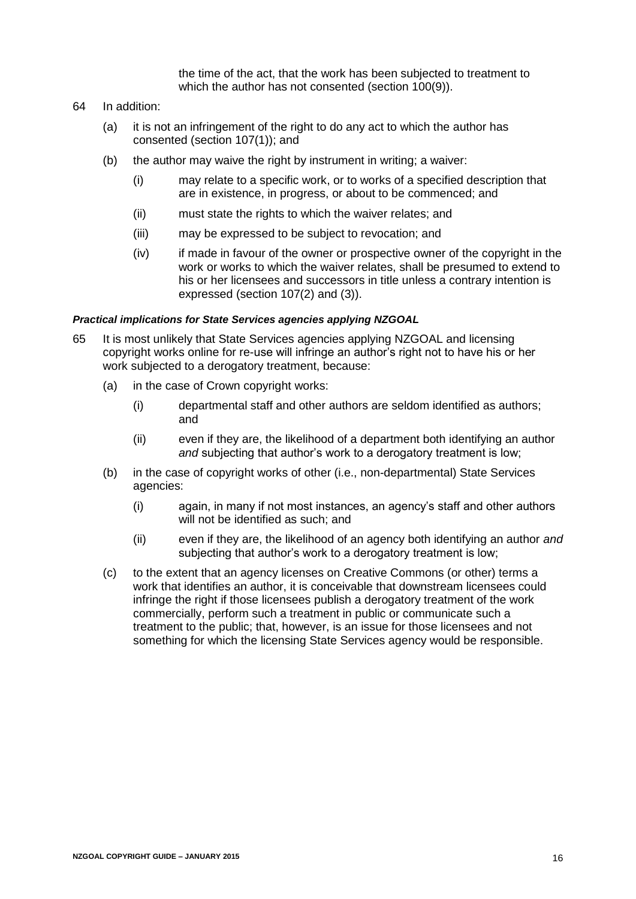the time of the act, that the work has been subjected to treatment to which the author has not consented (section 100(9)).

64 In addition:

(a) it is not an infringement of the right to do any act to which the author has consented (section 107(1)); and

(b) the author may waive the right by instrument in writing; a waiver:

(i) may relate to a specific work, or to works of a specified description that are in existence, in progress, or about to be commenced; and

(ii) must state the rights to which the waiver relates; and

(iii) may be expressed to be subject to revocation; and

(iv) if made in favour of the owner or prospective owner of the copyright in the work or works to which the waiver relates, shall be presumed to extend to his or her licensees and successors in title unless a contrary intention is expressed (section 107(2) and (3)).

***Practical implications for State Services agencies applying NZGOAL***

65 It is most unlikely that State Services agencies applying NZGOAL and licensing copyright works online for re-use will infringe an author's right not to have his or her work subjected to a derogatory treatment, because:

(a) in the case of Crown copyright works:

(i) departmental staff and other authors are seldom identified as authors; and

(ii) even if they are, the likelihood of a department both identifying an author *and* subjecting that author's work to a derogatory treatment is low;

(b) in the case of copyright works of other (i.e., non-departmental) State Services agencies:

(i) again, in many if not most instances, an agency's staff and other authors will not be identified as such; and

(ii) even if they are, the likelihood of an agency both identifying an author *and* subjecting that author's work to a derogatory treatment is low;

(c) to the extent that an agency licenses on Creative Commons (or other) terms a work that identifies an author, it is conceivable that downstream licensees could infringe the right if those licensees publish a derogatory treatment of the work commercially, perform such a treatment in public or communicate such a treatment to the public; that, however, is an issue for those licensees and not something for which the licensing State Services agency would be responsible.